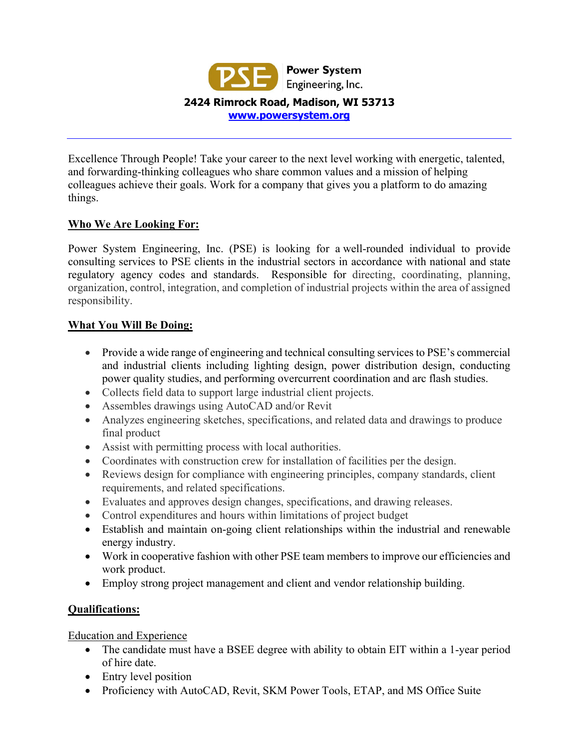**Power System Engineering, Inc.**

**2424 Rimrock Road, Madison, WI 53713**

**www.powersystem.org**

---

Excellence Through People! Take your career to the next level working with energetic, talented, and forwarding-thinking colleagues who share common values and a mission of helping colleagues achieve their goals. Work for a company that gives you a platform to do amazing things.

## Who We Are Looking For:

Power System Engineering, Inc. (PSE) is looking for a well-rounded individual to provide consulting services to PSE clients in the industrial sectors in accordance with national and state regulatory agency codes and standards. Responsible for directing, coordinating, planning, organization, control, integration, and completion of industrial projects within the area of assigned responsibility.

## What You Will Be Doing:

- Provide a wide range of engineering and technical consulting services to PSE's commercial and industrial clients including lighting design, power distribution design, conducting power quality studies, and performing overcurrent coordination and arc flash studies.
- Collects field data to support large industrial client projects.
- Assembles drawings using AutoCAD and/or Revit
- Analyzes engineering sketches, specifications, and related data and drawings to produce final product
- Assist with permitting process with local authorities.
- Coordinates with construction crew for installation of facilities per the design.
- Reviews design for compliance with engineering principles, company standards, client requirements, and related specifications.
- Evaluates and approves design changes, specifications, and drawing releases.
- Control expenditures and hours within limitations of project budget
- Establish and maintain on-going client relationships within the industrial and renewable energy industry.
- Work in cooperative fashion with other PSE team members to improve our efficiencies and work product.
- Employ strong project management and client and vendor relationship building.

## Qualifications:

### Education and Experience

- The candidate must have a BSEE degree with ability to obtain EIT within a 1-year period of hire date.
- Entry level position
- Proficiency with AutoCAD, Revit, SKM Power Tools, ETAP, and MS Office Suite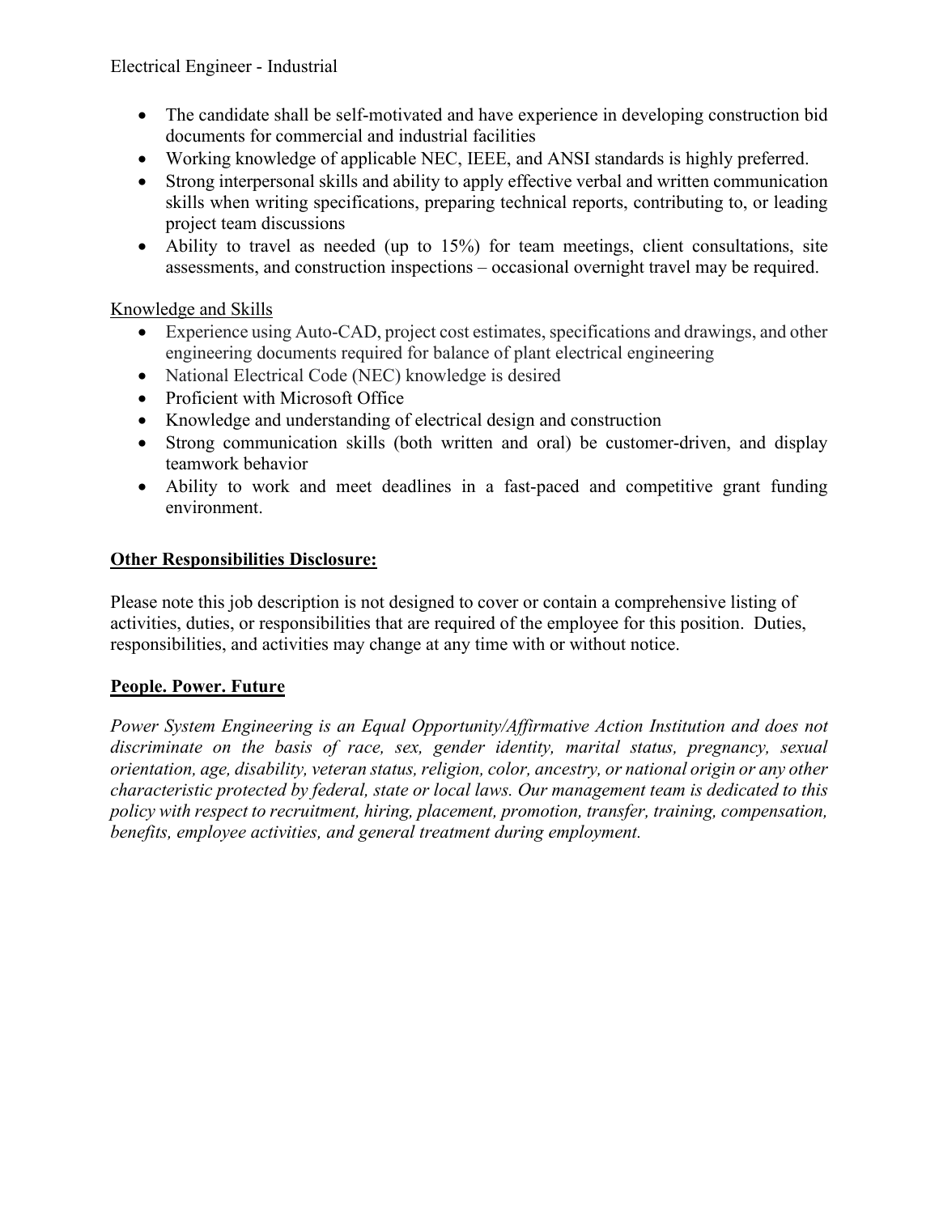- The candidate shall be self-motivated and have experience in developing construction bid documents for commercial and industrial facilities
- Working knowledge of applicable NEC, IEEE, and ANSI standards is highly preferred.
- Strong interpersonal skills and ability to apply effective verbal and written communication skills when writing specifications, preparing technical reports, contributing to, or leading project team discussions
- Ability to travel as needed (up to 15%) for team meetings, client consultations, site assessments, and construction inspections – occasional overnight travel may be required.

Knowledge and Skills

- Experience using Auto-CAD, project cost estimates, specifications and drawings, and other engineering documents required for balance of plant electrical engineering
- National Electrical Code (NEC) knowledge is desired
- Proficient with Microsoft Office
- Knowledge and understanding of electrical design and construction
- Strong communication skills (both written and oral) be customer-driven, and display teamwork behavior
- Ability to work and meet deadlines in a fast-paced and competitive grant funding environment.

**Other Responsibilities Disclosure:**

Please note this job description is not designed to cover or contain a comprehensive listing of activities, duties, or responsibilities that are required of the employee for this position. Duties, responsibilities, and activities may change at any time with or without notice.

**People. Power. Future**

*Power System Engineering is an Equal Opportunity/Affirmative Action Institution and does not discriminate on the basis of race, sex, gender identity, marital status, pregnancy, sexual orientation, age, disability, veteran status, religion, color, ancestry, or national origin or any other characteristic protected by federal, state or local laws. Our management team is dedicated to this policy with respect to recruitment, hiring, placement, promotion, transfer, training, compensation, benefits, employee activities, and general treatment during employment.*